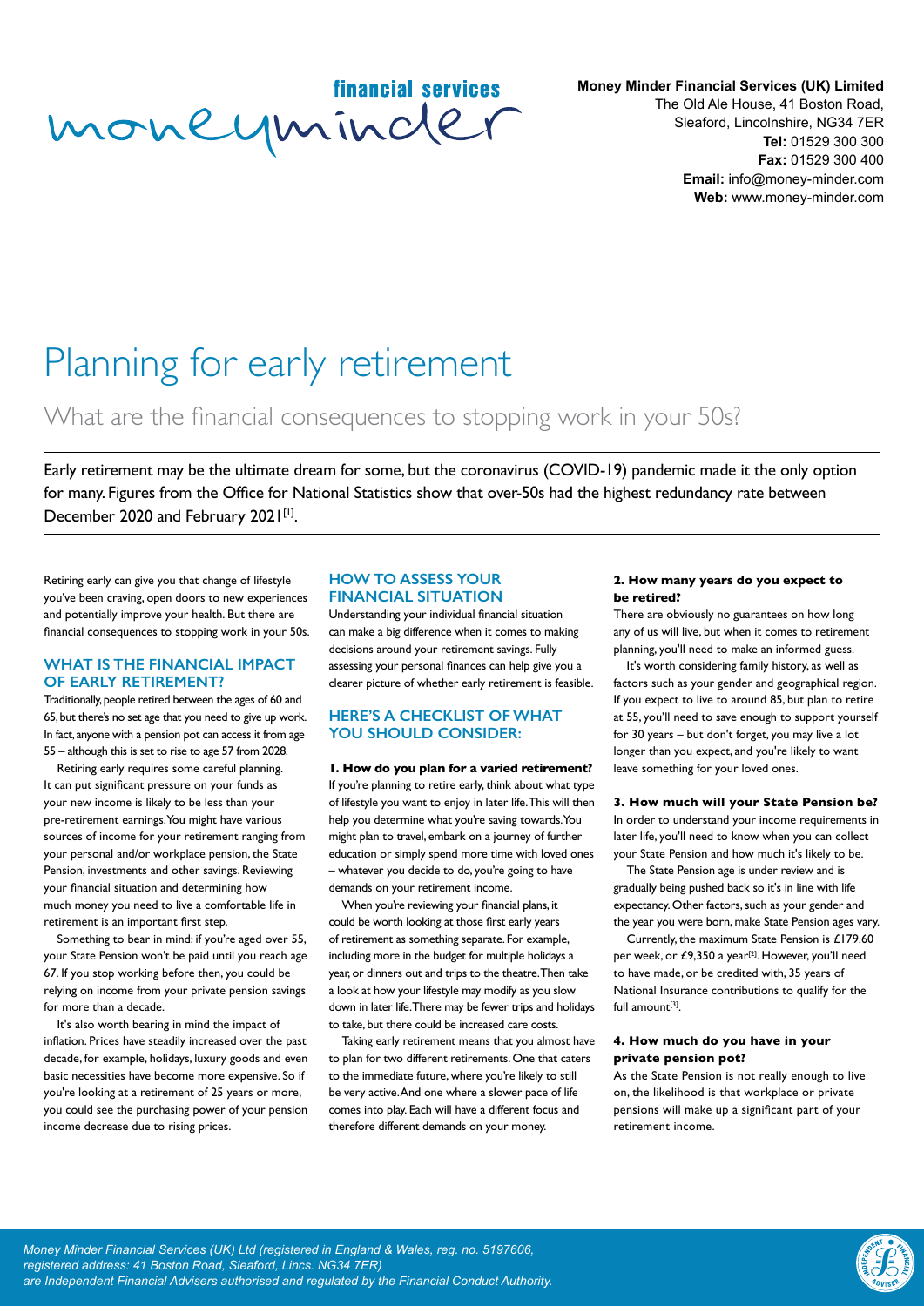financial services
moneyminder

**Money Minder Financial Services (UK) Limited**
The Old Ale House, 41 Boston Road,
Sleaford, Lincolnshire, NG34 7ER
**Tel:** 01529 300 300
**Fax:** 01529 300 400
**Email:** info@money-minder.com
**Web:** www.money-minder.com

# Planning for early retirement

## What are the financial consequences to stopping work in your 50s?

Early retirement may be the ultimate dream for some, but the coronavirus (COVID-19) pandemic made it the only option for many. Figures from the Office for National Statistics show that over-50s had the highest redundancy rate between December 2020 and February 2021[1].

Retiring early can give you that change of lifestyle you've been craving, open doors to new experiences and potentially improve your health. But there are financial consequences to stopping work in your 50s.

### WHAT IS THE FINANCIAL IMPACT OF EARLY RETIREMENT?

Traditionally, people retired between the ages of 60 and 65, but there's no set age that you need to give up work. In fact, anyone with a pension pot can access it from age 55 – although this is set to rise to age 57 from 2028.

Retiring early requires some careful planning. It can put significant pressure on your funds as your new income is likely to be less than your pre-retirement earnings. You might have various sources of income for your retirement ranging from your personal and/or workplace pension, the State Pension, investments and other savings. Reviewing your financial situation and determining how much money you need to live a comfortable life in retirement is an important first step.

Something to bear in mind: if you're aged over 55, your State Pension won't be paid until you reach age 67. If you stop working before then, you could be relying on income from your private pension savings for more than a decade.

It's also worth bearing in mind the impact of inflation. Prices have steadily increased over the past decade, for example, holidays, luxury goods and even basic necessities have become more expensive. So if you're looking at a retirement of 25 years or more, you could see the purchasing power of your pension income decrease due to rising prices.

### HOW TO ASSESS YOUR FINANCIAL SITUATION

Understanding your individual financial situation can make a big difference when it comes to making decisions around your retirement savings. Fully assessing your personal finances can help give you a clearer picture of whether early retirement is feasible.

### HERE'S A CHECKLIST OF WHAT YOU SHOULD CONSIDER:

**1. How do you plan for a varied retirement?**

If you're planning to retire early, think about what type of lifestyle you want to enjoy in later life. This will then help you determine what you're saving towards. You might plan to travel, embark on a journey of further education or simply spend more time with loved ones – whatever you decide to do, you're going to have demands on your retirement income.

When you're reviewing your financial plans, it could be worth looking at those first early years of retirement as something separate. For example, including more in the budget for multiple holidays a year, or dinners out and trips to the theatre. Then take a look at how your lifestyle may modify as you slow down in later life. There may be fewer trips and holidays to take, but there could be increased care costs.

Taking early retirement means that you almost have to plan for two different retirements. One that caters to the immediate future, where you're likely to still be very active. And one where a slower pace of life comes into play. Each will have a different focus and therefore different demands on your money.

**2. How many years do you expect to be retired?**

There are obviously no guarantees on how long any of us will live, but when it comes to retirement planning, you'll need to make an informed guess.

It's worth considering family history, as well as factors such as your gender and geographical region. If you expect to live to around 85, but plan to retire at 55, you'll need to save enough to support yourself for 30 years – but don't forget, you may live a lot longer than you expect, and you're likely to want leave something for your loved ones.

**3. How much will your State Pension be?**

In order to understand your income requirements in later life, you'll need to know when you can collect your State Pension and how much it's likely to be.

The State Pension age is under review and is gradually being pushed back so it's in line with life expectancy. Other factors, such as your gender and the year you were born, make State Pension ages vary.

Currently, the maximum State Pension is £179.60 per week, or £9,350 a year[2]. However, you'll need to have made, or be credited with, 35 years of National Insurance contributions to qualify for the full amount[3].

**4. How much do you have in your private pension pot?**

As the State Pension is not really enough to live on, the likelihood is that workplace or private pensions will make up a significant part of your retirement income.

*Money Minder Financial Services (UK) Ltd (registered in England & Wales, reg. no. 5197606, registered address: 41 Boston Road, Sleaford, Lincs. NG34 7ER) are Independent Financial Advisers authorised and regulated by the Financial Conduct Authority.*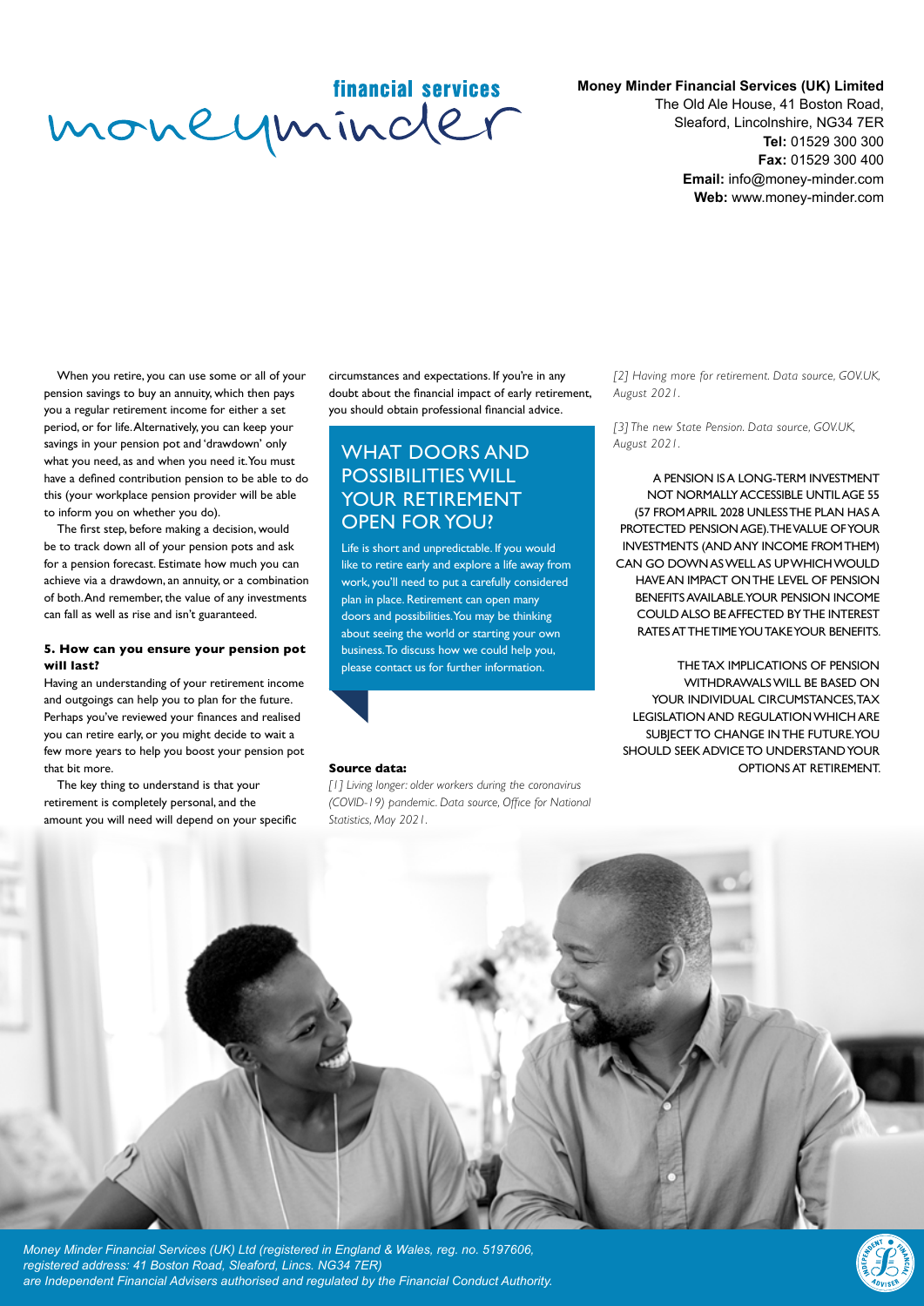**Money Minder Financial Services (UK) Limited**
The Old Ale House, 41 Boston Road,
Sleaford, Lincolnshire, NG34 7ER
**Tel:** 01529 300 300
**Fax:** 01529 300 400
**Email:** info@money-minder.com
**Web:** www.money-minder.com

When you retire, you can use some or all of your pension savings to buy an annuity, which then pays you a regular retirement income for either a set period, or for life. Alternatively, you can keep your savings in your pension pot and 'drawdown' only what you need, as and when you need it. You must have a defined contribution pension to be able to do this (your workplace pension provider will be able to inform you on whether you do).

The first step, before making a decision, would be to track down all of your pension pots and ask for a pension forecast. Estimate how much you can achieve via a drawdown, an annuity, or a combination of both. And remember, the value of any investments can fall as well as rise and isn't guaranteed.

**5. How can you ensure your pension pot will last?**

Having an understanding of your retirement income and outgoings can help you to plan for the future. Perhaps you've reviewed your finances and realised you can retire early, or you might decide to wait a few more years to help you boost your pension pot that bit more.

The key thing to understand is that your retirement is completely personal, and the amount you will need will depend on your specific circumstances and expectations. If you're in any doubt about the financial impact of early retirement, you should obtain professional financial advice.

## WHAT DOORS AND POSSIBILITIES WILL YOUR RETIREMENT OPEN FOR YOU?

Life is short and unpredictable. If you would like to retire early and explore a life away from work, you'll need to put a carefully considered plan in place. Retirement can open many doors and possibilities. You may be thinking about seeing the world or starting your own business. To discuss how we could help you, please contact us for further information.

**Source data:**

*[1] Living longer: older workers during the coronavirus (COVID-19) pandemic. Data source, Office for National Statistics, May 2021.*

*[2] Having more for retirement. Data source, GOV.UK, August 2021.*

*[3] The new State Pension. Data source, GOV.UK, August 2021.*

A PENSION IS A LONG-TERM INVESTMENT NOT NORMALLY ACCESSIBLE UNTIL AGE 55 (57 FROM APRIL 2028 UNLESS THE PLAN HAS A PROTECTED PENSION AGE). THE VALUE OF YOUR INVESTMENTS (AND ANY INCOME FROM THEM) CAN GO DOWN AS WELL AS UP WHICH WOULD HAVE AN IMPACT ON THE LEVEL OF PENSION BENEFITS AVAILABLE. YOUR PENSION INCOME COULD ALSO BE AFFECTED BY THE INTEREST RATES AT THE TIME YOU TAKE YOUR BENEFITS.

THE TAX IMPLICATIONS OF PENSION WITHDRAWALS WILL BE BASED ON YOUR INDIVIDUAL CIRCUMSTANCES, TAX LEGISLATION AND REGULATION WHICH ARE SUBJECT TO CHANGE IN THE FUTURE. YOU SHOULD SEEK ADVICE TO UNDERSTAND YOUR OPTIONS AT RETIREMENT.

*Money Minder Financial Services (UK) Ltd (registered in England & Wales, reg. no. 5197606, registered address: 41 Boston Road, Sleaford, Lincs. NG34 7ER) are Independent Financial Advisers authorised and regulated by the Financial Conduct Authority.*